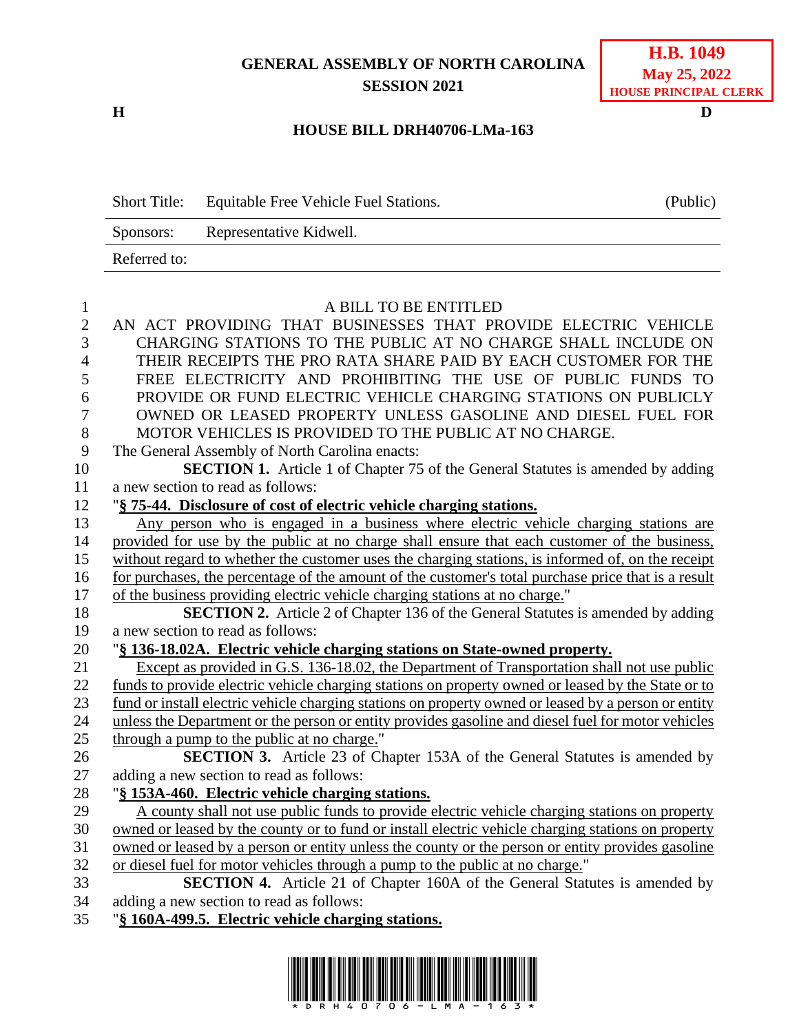**GENERAL ASSEMBLY OF NORTH CAROLINA**
**SESSION 2021**

**H.B. 1049**
**May 25, 2022**
**HOUSE PRINCIPAL CLERK**

**H** **D**

**HOUSE BILL DRH40706-LMa-163**

| | | |
|---|---|---|
| Short Title: | Equitable Free Vehicle Fuel Stations. | (Public) |
| Sponsors: | Representative Kidwell. | |
| Referred to: | | |

A BILL TO BE ENTITLED

AN ACT PROVIDING THAT BUSINESSES THAT PROVIDE ELECTRIC VEHICLE CHARGING STATIONS TO THE PUBLIC AT NO CHARGE SHALL INCLUDE ON THEIR RECEIPTS THE PRO RATA SHARE PAID BY EACH CUSTOMER FOR THE FREE ELECTRICITY AND PROHIBITING THE USE OF PUBLIC FUNDS TO PROVIDE OR FUND ELECTRIC VEHICLE CHARGING STATIONS ON PUBLICLY OWNED OR LEASED PROPERTY UNLESS GASOLINE AND DIESEL FUEL FOR MOTOR VEHICLES IS PROVIDED TO THE PUBLIC AT NO CHARGE.

The General Assembly of North Carolina enacts:

**SECTION 1.** Article 1 of Chapter 75 of the General Statutes is amended by adding a new section to read as follows:

"**§ 75-44. Disclosure of cost of electric vehicle charging stations.**

Any person who is engaged in a business where electric vehicle charging stations are provided for use by the public at no charge shall ensure that each customer of the business, without regard to whether the customer uses the charging stations, is informed of, on the receipt for purchases, the percentage of the amount of the customer's total purchase price that is a result of the business providing electric vehicle charging stations at no charge."

**SECTION 2.** Article 2 of Chapter 136 of the General Statutes is amended by adding a new section to read as follows:

"**§ 136-18.02A. Electric vehicle charging stations on State-owned property.**

Except as provided in G.S. 136-18.02, the Department of Transportation shall not use public funds to provide electric vehicle charging stations on property owned or leased by the State or to fund or install electric vehicle charging stations on property owned or leased by a person or entity unless the Department or the person or entity provides gasoline and diesel fuel for motor vehicles through a pump to the public at no charge."

**SECTION 3.** Article 23 of Chapter 153A of the General Statutes is amended by adding a new section to read as follows:

"**§ 153A-460. Electric vehicle charging stations.**

A county shall not use public funds to provide electric vehicle charging stations on property owned or leased by the county or to fund or install electric vehicle charging stations on property owned or leased by a person or entity unless the county or the person or entity provides gasoline or diesel fuel for motor vehicles through a pump to the public at no charge."

**SECTION 4.** Article 21 of Chapter 160A of the General Statutes is amended by adding a new section to read as follows:

"**§ 160A-499.5. Electric vehicle charging stations.**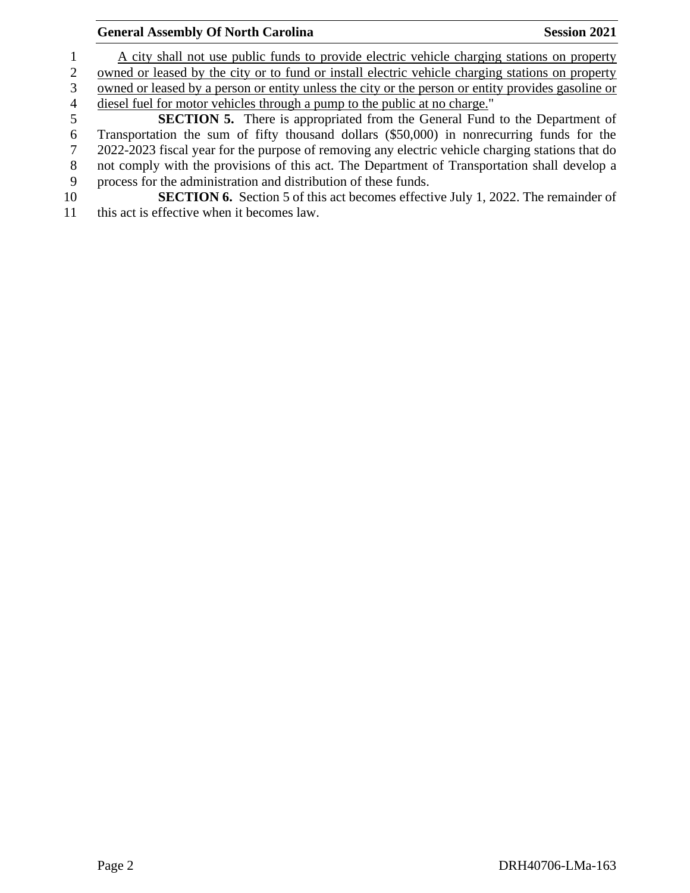A city shall not use public funds to provide electric vehicle charging stations on property owned or leased by the city or to fund or install electric vehicle charging stations on property owned or leased by a person or entity unless the city or the person or entity provides gasoline or diesel fuel for motor vehicles through a pump to the public at no charge."

**SECTION 5.** There is appropriated from the General Fund to the Department of Transportation the sum of fifty thousand dollars ($50,000) in nonrecurring funds for the 2022-2023 fiscal year for the purpose of removing any electric vehicle charging stations that do not comply with the provisions of this act. The Department of Transportation shall develop a process for the administration and distribution of these funds.

**SECTION 6.** Section 5 of this act becomes effective July 1, 2022. The remainder of this act is effective when it becomes law.